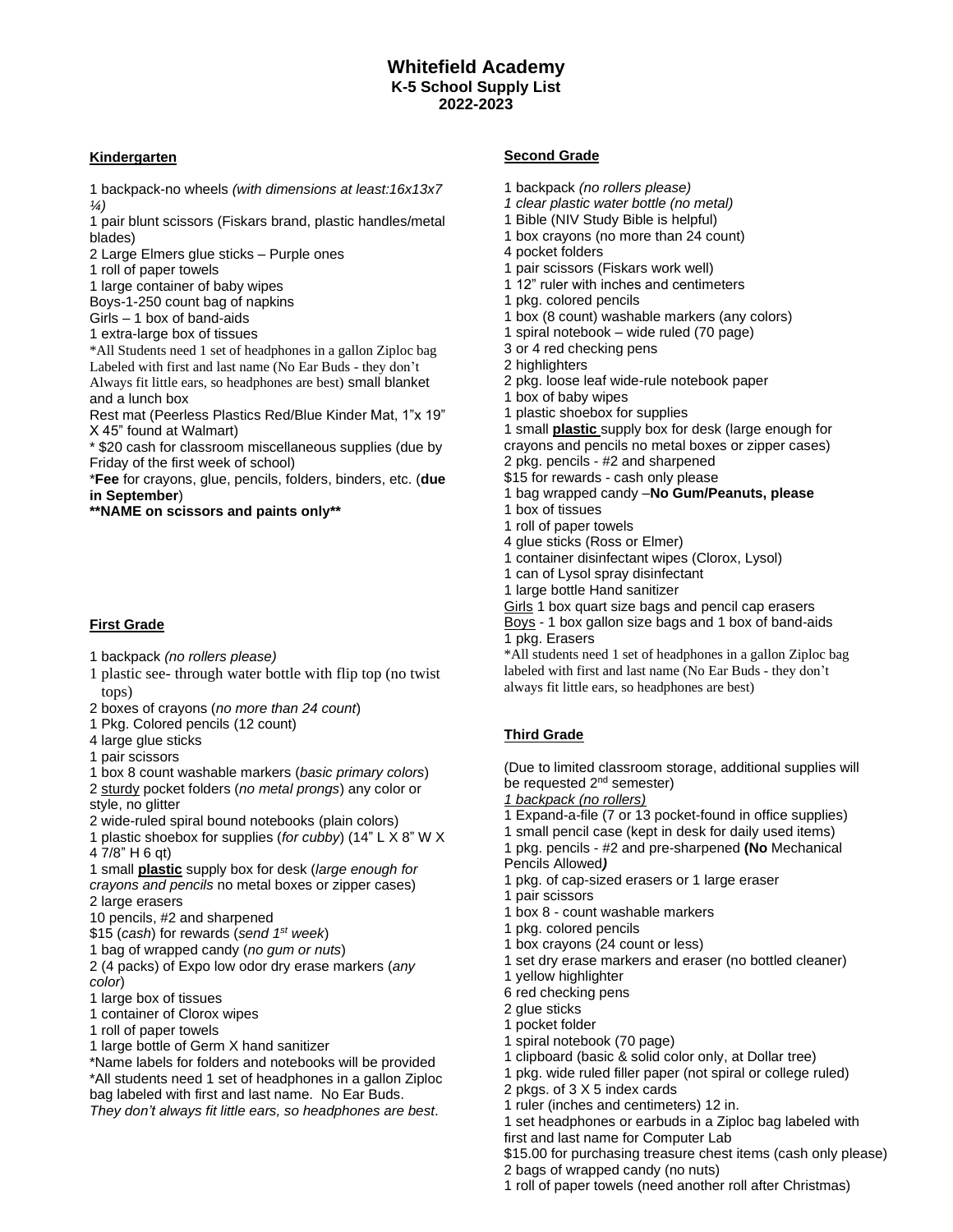# Whitefield Academy
### K-5 School Supply List
### 2022-2023

**Kindergarten**

1 backpack-no wheels *(with dimensions at least:16x13x7 ¼)*
1 pair blunt scissors (Fiskars brand, plastic handles/metal blades)
2 Large Elmers glue sticks – Purple ones
1 roll of paper towels
1 large container of baby wipes
Boys-1-250 count bag of napkins
Girls – 1 box of band-aids
1 extra-large box of tissues
*All Students need 1 set of headphones in a gallon Ziploc bag Labeled with first and last name (No Ear Buds - they don't Always fit little ears, so headphones are best) small blanket and a lunch box
Rest mat (Peerless Plastics Red/Blue Kinder Mat, 1"x 19" X 45" found at Walmart)
* $20 cash for classroom miscellaneous supplies (due by Friday of the first week of school)
***Fee** for crayons, glue, pencils, folders, binders, etc. (**due in September**)
****NAME on scissors and paints only****

**First Grade**

1 backpack *(no rollers please)*
1 plastic see- through water bottle with flip top (no twist tops)
2 boxes of crayons (*no more than 24 count*)
1 Pkg. Colored pencils (12 count)
4 large glue sticks
1 pair scissors
1 box 8 count washable markers (*basic primary colors*)
2 sturdy pocket folders (*no metal prongs*) any color or style, no glitter
2 wide-ruled spiral bound notebooks (plain colors)
1 plastic shoebox for supplies (*for cubby*) (14" L X 8" W X 4 7/8" H 6 qt)
1 small **plastic** supply box for desk (*large enough for crayons and pencils* no metal boxes or zipper cases)
2 large erasers
10 pencils, #2 and sharpened
$15 (*cash*) for rewards (*send 1st week*)
1 bag of wrapped candy (*no gum or nuts*)
2 (4 packs) of Expo low odor dry erase markers (*any color*)
1 large box of tissues
1 container of Clorox wipes
1 roll of paper towels
1 large bottle of Germ X hand sanitizer
*Name labels for folders and notebooks will be provided
*All students need 1 set of headphones in a gallon Ziploc bag labeled with first and last name. No Ear Buds. *They don't always fit little ears, so headphones are best*.

**Second Grade**

1 backpack *(no rollers please)*
*1 clear plastic water bottle (no metal)*
1 Bible (NIV Study Bible is helpful)
1 box crayons (no more than 24 count)
4 pocket folders
1 pair scissors (Fiskars work well)
1 12" ruler with inches and centimeters
1 pkg. colored pencils
1 box (8 count) washable markers (any colors)
1 spiral notebook – wide ruled (70 page)
3 or 4 red checking pens
2 highlighters
2 pkg. loose leaf wide-rule notebook paper
1 box of baby wipes
1 plastic shoebox for supplies
1 small **plastic** supply box for desk (large enough for crayons and pencils no metal boxes or zipper cases)
2 pkg. pencils - #2 and sharpened
$15 for rewards - cash only please
1 bag wrapped candy –**No Gum/Peanuts, please**
1 box of tissues
1 roll of paper towels
4 glue sticks (Ross or Elmer)
1 container disinfectant wipes (Clorox, Lysol)
1 can of Lysol spray disinfectant
1 large bottle Hand sanitizer
Girls 1 box quart size bags and pencil cap erasers
Boys - 1 box gallon size bags and 1 box of band-aids
1 pkg. Erasers
*All students need 1 set of headphones in a gallon Ziploc bag labeled with first and last name (No Ear Buds - they don't always fit little ears, so headphones are best)

**Third Grade**

(Due to limited classroom storage, additional supplies will be requested 2nd semester)
*1 backpack (no rollers)*
1 Expand-a-file (7 or 13 pocket-found in office supplies)
1 small pencil case (kept in desk for daily used items)
1 pkg. pencils - #2 and pre-sharpened **(No** Mechanical Pencils Allowed***)***
1 pkg. of cap-sized erasers or 1 large eraser
1 pair scissors
1 box 8 - count washable markers
1 pkg. colored pencils
1 box crayons (24 count or less)
1 set dry erase markers and eraser (no bottled cleaner)
1 yellow highlighter
6 red checking pens
2 glue sticks
1 pocket folder
1 spiral notebook (70 page)
1 clipboard (basic & solid color only, at Dollar tree)
1 pkg. wide ruled filler paper (not spiral or college ruled)
2 pkgs. of 3 X 5 index cards
1 ruler (inches and centimeters) 12 in.
1 set headphones or earbuds in a Ziploc bag labeled with first and last name for Computer Lab
$15.00 for purchasing treasure chest items (cash only please)
2 bags of wrapped candy (no nuts)
1 roll of paper towels (need another roll after Christmas)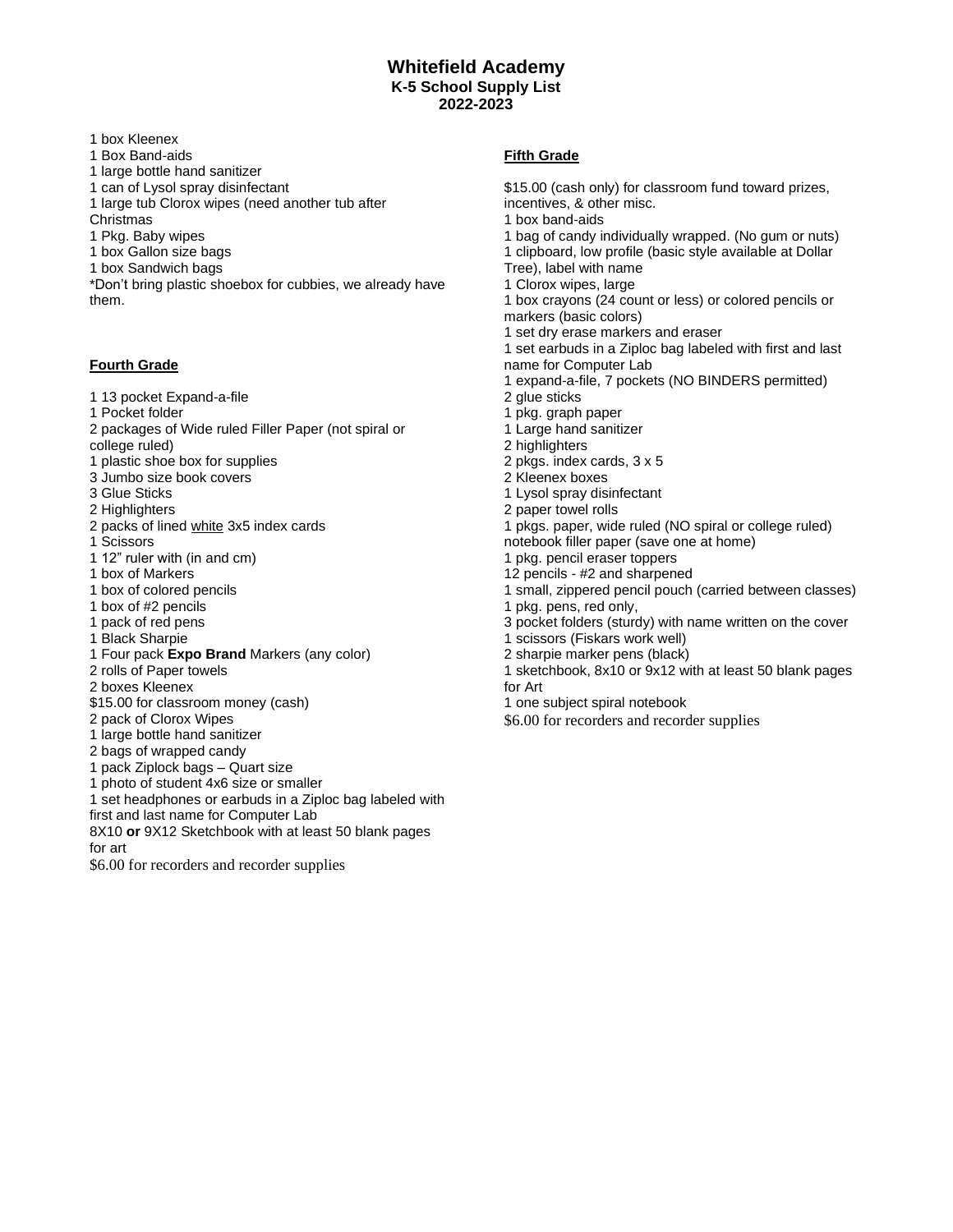# Whitefield Academy
## K-5 School Supply List
## 2022-2023

1 box Kleenex
1 Box Band-aids
1 large bottle hand sanitizer
1 can of Lysol spray disinfectant
1 large tub Clorox wipes (need another tub after Christmas
1 Pkg. Baby wipes
1 box Gallon size bags
1 box Sandwich bags
*Don't bring plastic shoebox for cubbies, we already have them.

### Fourth Grade

1 13 pocket Expand-a-file
1 Pocket folder
2 packages of Wide ruled Filler Paper (not spiral or college ruled)
1 plastic shoe box for supplies
3 Jumbo size book covers
3 Glue Sticks
2 Highlighters
2 packs of lined white 3x5 index cards
1 Scissors
1 12" ruler with (in and cm)
1 box of Markers
1 box of colored pencils
1 box of #2 pencils
1 pack of red pens
1 Black Sharpie
1 Four pack **Expo Brand** Markers (any color)
2 rolls of Paper towels
2 boxes Kleenex
$15.00 for classroom money (cash)
2 pack of Clorox Wipes
1 large bottle hand sanitizer
2 bags of wrapped candy
1 pack Ziplock bags – Quart size
1 photo of student 4x6 size or smaller
1 set headphones or earbuds in a Ziploc bag labeled with first and last name for Computer Lab
8X10 **or** 9X12 Sketchbook with at least 50 blank pages for art
$6.00 for recorders and recorder supplies

### Fifth Grade

$15.00 (cash only) for classroom fund toward prizes, incentives, & other misc.
1 box band-aids
1 bag of candy individually wrapped. (No gum or nuts)
1 clipboard, low profile (basic style available at Dollar Tree), label with name
1 Clorox wipes, large
1 box crayons (24 count or less) or colored pencils or markers (basic colors)
1 set dry erase markers and eraser
1 set earbuds in a Ziploc bag labeled with first and last name for Computer Lab
1 expand-a-file, 7 pockets (NO BINDERS permitted)
2 glue sticks
1 pkg. graph paper
1 Large hand sanitizer
2 highlighters
2 pkgs. index cards, 3 x 5
2 Kleenex boxes
1 Lysol spray disinfectant
2 paper towel rolls
1 pkgs. paper, wide ruled (NO spiral or college ruled) notebook filler paper (save one at home)
1 pkg. pencil eraser toppers
12 pencils - #2 and sharpened
1 small, zippered pencil pouch (carried between classes)
1 pkg. pens, red only,
3 pocket folders (sturdy) with name written on the cover
1 scissors (Fiskars work well)
2 sharpie marker pens (black)
1 sketchbook, 8x10 or 9x12 with at least 50 blank pages for Art
1 one subject spiral notebook
$6.00 for recorders and recorder supplies